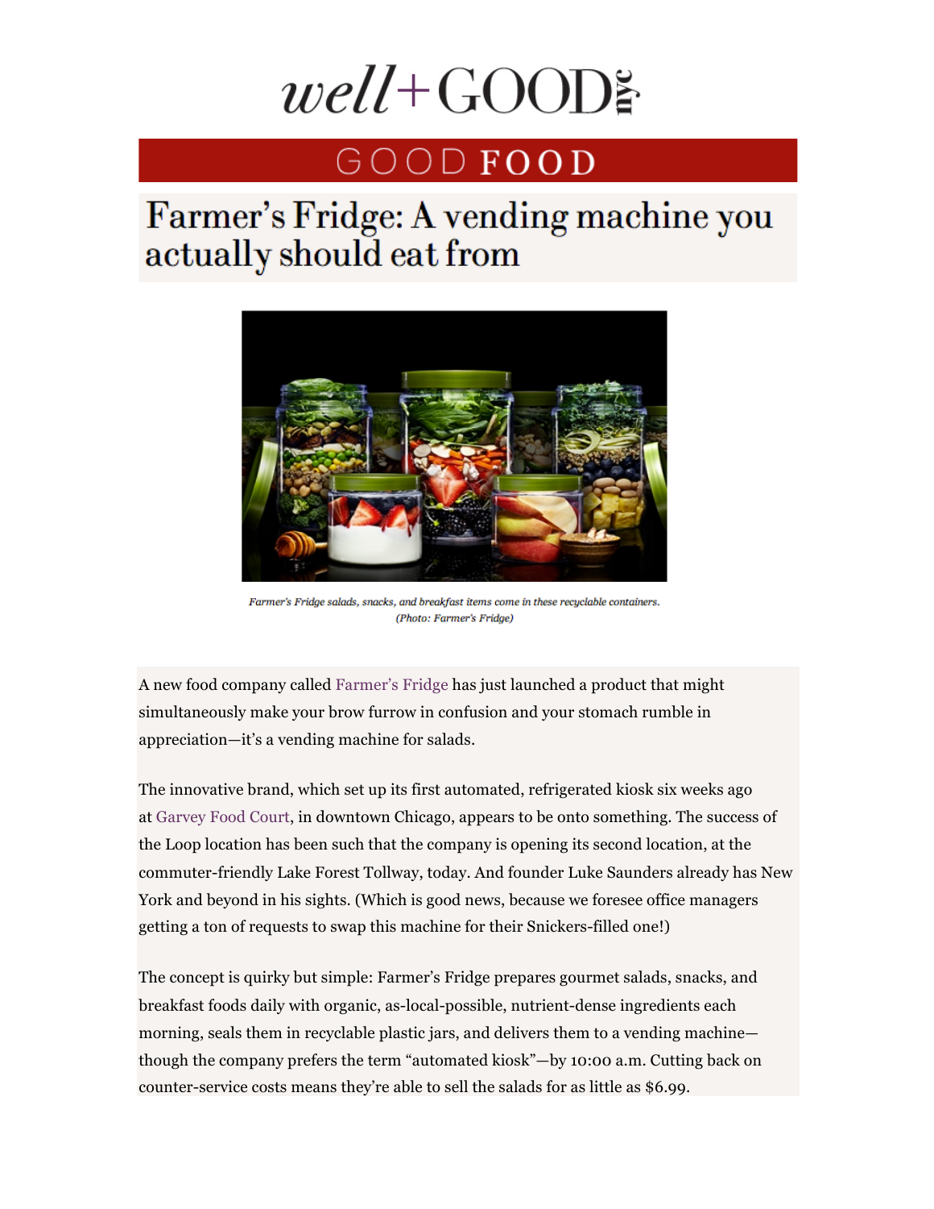# well+GOOD nyc

## GOOD FOOD

# Farmer's Fridge: A vending machine you actually should eat from

*Farmer's Fridge salads, snacks, and breakfast items come in these recyclable containers. (Photo: Farmer's Fridge)*

A new food company called Farmer's Fridge has just launched a product that might simultaneously make your brow furrow in confusion and your stomach rumble in appreciation—it's a vending machine for salads.

The innovative brand, which set up its first automated, refrigerated kiosk six weeks ago at Garvey Food Court, in downtown Chicago, appears to be onto something. The success of the Loop location has been such that the company is opening its second location, at the commuter-friendly Lake Forest Tollway, today. And founder Luke Saunders already has New York and beyond in his sights. (Which is good news, because we foresee office managers getting a ton of requests to swap this machine for their Snickers-filled one!)

The concept is quirky but simple: Farmer's Fridge prepares gourmet salads, snacks, and breakfast foods daily with organic, as-local-possible, nutrient-dense ingredients each morning, seals them in recyclable plastic jars, and delivers them to a vending machine—though the company prefers the term "automated kiosk"—by 10:00 a.m. Cutting back on counter-service costs means they're able to sell the salads for as little as $6.99.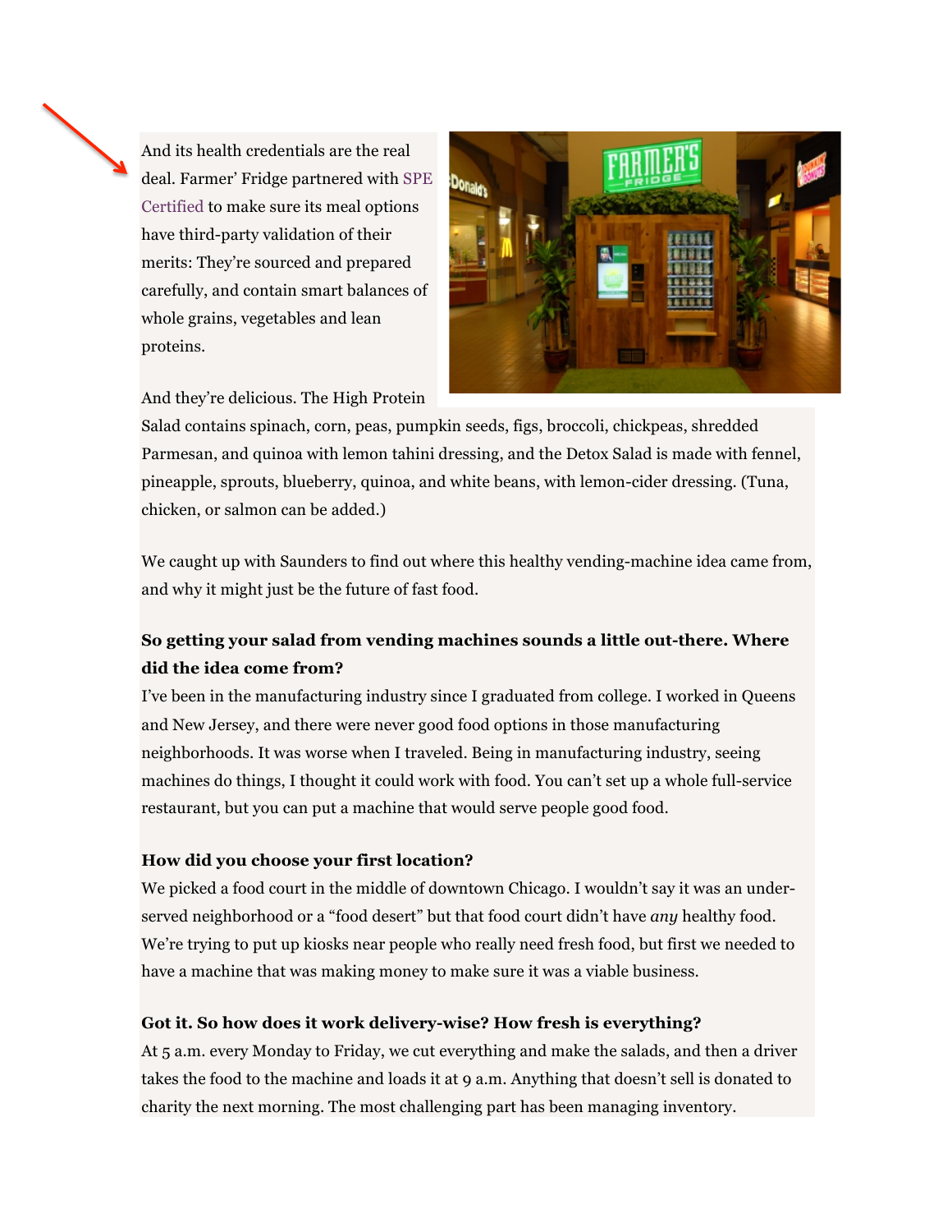And its health credentials are the real deal. Farmer' Fridge partnered with SPE Certified to make sure its meal options have third-party validation of their merits: They're sourced and prepared carefully, and contain smart balances of whole grains, vegetables and lean proteins.

And they're delicious. The High Protein Salad contains spinach, corn, peas, pumpkin seeds, figs, broccoli, chickpeas, shredded Parmesan, and quinoa with lemon tahini dressing, and the Detox Salad is made with fennel, pineapple, sprouts, blueberry, quinoa, and white beans, with lemon-cider dressing. (Tuna, chicken, or salmon can be added.)

We caught up with Saunders to find out where this healthy vending-machine idea came from, and why it might just be the future of fast food.

**So getting your salad from vending machines sounds a little out-there. Where did the idea come from?**

I've been in the manufacturing industry since I graduated from college. I worked in Queens and New Jersey, and there were never good food options in those manufacturing neighborhoods. It was worse when I traveled. Being in manufacturing industry, seeing machines do things, I thought it could work with food. You can't set up a whole full-service restaurant, but you can put a machine that would serve people good food.

**How did you choose your first location?**

We picked a food court in the middle of downtown Chicago. I wouldn't say it was an under-served neighborhood or a "food desert" but that food court didn't have *any* healthy food. We're trying to put up kiosks near people who really need fresh food, but first we needed to have a machine that was making money to make sure it was a viable business.

**Got it. So how does it work delivery-wise? How fresh is everything?**

At 5 a.m. every Monday to Friday, we cut everything and make the salads, and then a driver takes the food to the machine and loads it at 9 a.m. Anything that doesn't sell is donated to charity the next morning. The most challenging part has been managing inventory.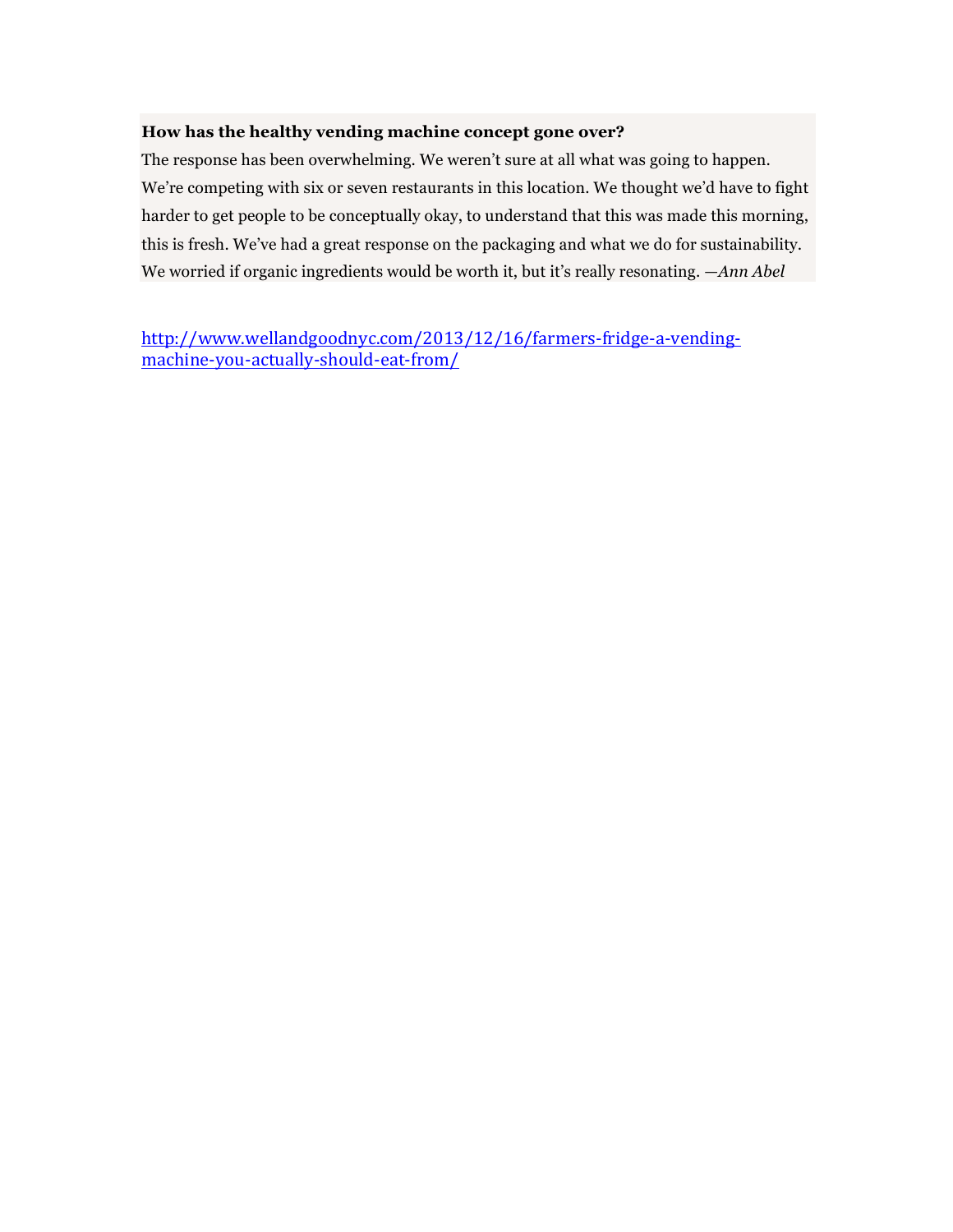**How has the healthy vending machine concept gone over?**

The response has been overwhelming. We weren't sure at all what was going to happen. We're competing with six or seven restaurants in this location. We thought we'd have to fight harder to get people to be conceptually okay, to understand that this was made this morning, this is fresh. We've had a great response on the packaging and what we do for sustainability. We worried if organic ingredients would be worth it, but it's really resonating. —*Ann Abel*

http://www.wellandgoodnyc.com/2013/12/16/farmers-fridge-a-vending-machine-you-actually-should-eat-from/